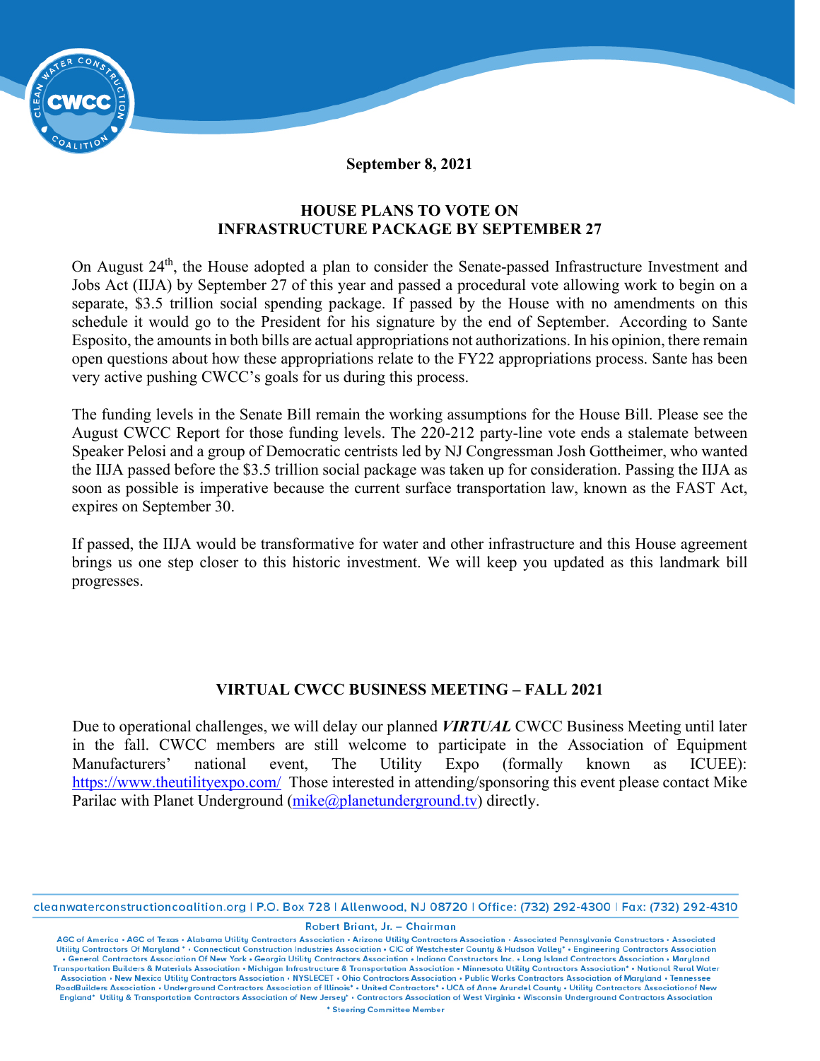**September 8, 2021**

## HOUSE PLANS TO VOTE ON INFRASTRUCTURE PACKAGE BY SEPTEMBER 27

On August 24th, the House adopted a plan to consider the Senate-passed Infrastructure Investment and Jobs Act (IIJA) by September 27 of this year and passed a procedural vote allowing work to begin on a separate, $3.5 trillion social spending package. If passed by the House with no amendments on this schedule it would go to the President for his signature by the end of September. According to Sante Esposito, the amounts in both bills are actual appropriations not authorizations. In his opinion, there remain open questions about how these appropriations relate to the FY22 appropriations process. Sante has been very active pushing CWCC's goals for us during this process.

The funding levels in the Senate Bill remain the working assumptions for the House Bill. Please see the August CWCC Report for those funding levels. The 220-212 party-line vote ends a stalemate between Speaker Pelosi and a group of Democratic centrists led by NJ Congressman Josh Gottheimer, who wanted the IIJA passed before the $3.5 trillion social package was taken up for consideration. Passing the IIJA as soon as possible is imperative because the current surface transportation law, known as the FAST Act, expires on September 30.

If passed, the IIJA would be transformative for water and other infrastructure and this House agreement brings us one step closer to this historic investment. We will keep you updated as this landmark bill progresses.

## VIRTUAL CWCC BUSINESS MEETING – FALL 2021

Due to operational challenges, we will delay our planned ***VIRTUAL*** CWCC Business Meeting until later in the fall. CWCC members are still welcome to participate in the Association of Equipment Manufacturers' national event, The Utility Expo (formally known as ICUEE): https://www.theutilityexpo.com/ Those interested in attending/sponsoring this event please contact Mike Parilac with Planet Underground (mike@planetunderground.tv) directly.

cleanwaterconstructioncoalition.org | P.O. Box 728 | Allenwood, NJ 08720 | Office: (732) 292-4300 | Fax: (732) 292-4310

Robert Briant, Jr. – Chairman

AGC of America • AGC of Texas • Alabama Utility Contractors Association • Arizona Utility Contractors Association • Associated Pennsylvania Constructors • Associated Utility Contractors Of Maryland * • Connecticut Construction Industries Association • CIC of Westchester County & Hudson Valley* • Engineering Contractors Association • General Contractors Association Of New York • Georgia Utility Contractors Association • Indiana Constructors Inc. • Long Island Contractors Association • Maryland Transportation Builders & Materials Association • Michigan Infrastructure & Transportation Association • Minnesota Utility Contractors Association* • National Rural Water Association • New Mexico Utility Contractors Association • NYSLECET • Ohio Contractors Association • Public Works Contractors Association of Maryland • Tennessee RoadBuilders Association • Underground Contractors Association of Illinois* • United Contractors* • UCA of Anne Arundel County • Utility Contractors Associationof New England* Utility & Transportation Contractors Association of New Jersey* • Contractors Association of West Virginia • Wisconsin Underground Contractors Association

* Steering Committee Member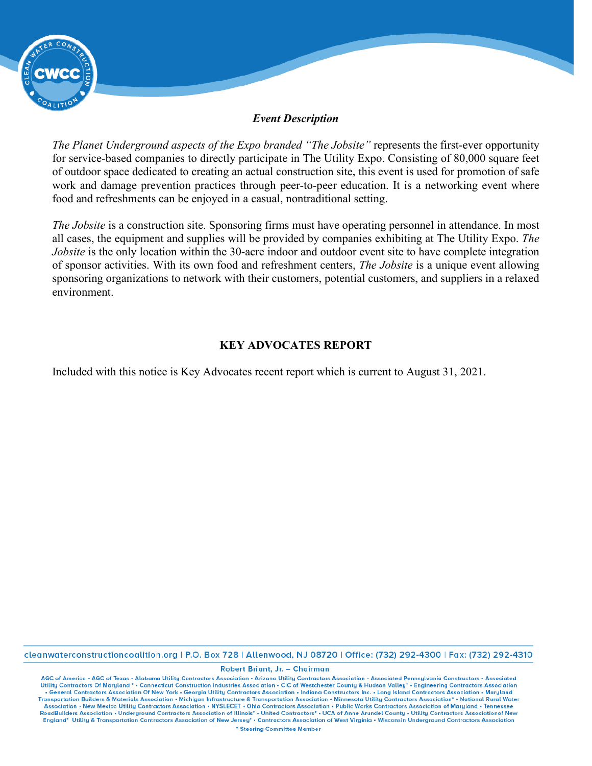*Event Description*

*The Planet Underground aspects of the Expo branded "The Jobsite"* represents the first-ever opportunity for service-based companies to directly participate in The Utility Expo. Consisting of 80,000 square feet of outdoor space dedicated to creating an actual construction site, this event is used for promotion of safe work and damage prevention practices through peer-to-peer education. It is a networking event where food and refreshments can be enjoyed in a casual, nontraditional setting.

*The Jobsite* is a construction site. Sponsoring firms must have operating personnel in attendance. In most all cases, the equipment and supplies will be provided by companies exhibiting at The Utility Expo. *The Jobsite* is the only location within the 30-acre indoor and outdoor event site to have complete integration of sponsor activities. With its own food and refreshment centers, *The Jobsite* is a unique event allowing sponsoring organizations to network with their customers, potential customers, and suppliers in a relaxed environment.

**KEY ADVOCATES REPORT**

Included with this notice is Key Advocates recent report which is current to August 31, 2021.